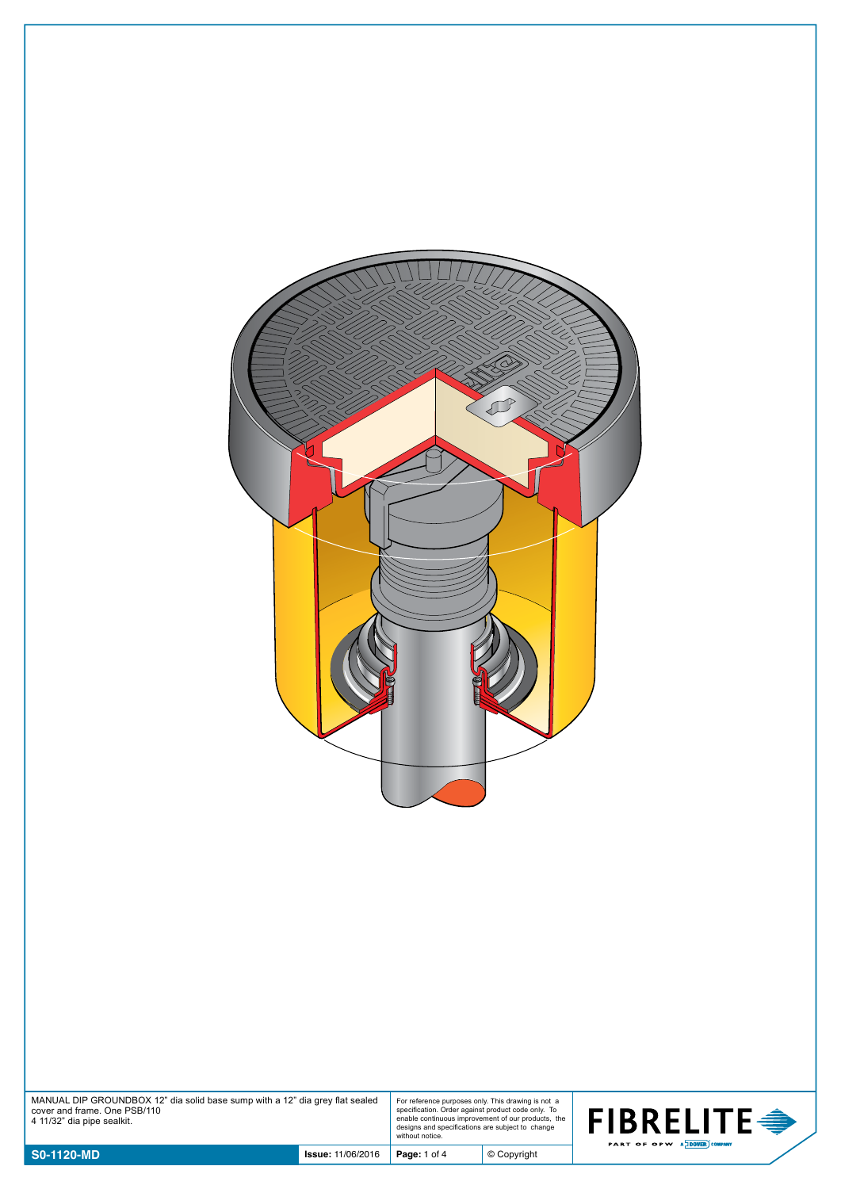MANUAL DIP GROUNDBOX 12" dia solid base sump with a 12" dia grey flat sealed cover and frame. One PSB/110
4 11/32" dia pipe sealkit.

For reference purposes only. This drawing is not a specification. Order against product code only. To enable continuous improvement of our products, the designs and specifications are subject to change without notice.

**S0-1120-MD** | **Issue:** 11/06/2016 | © Copyright

FIBRELITE
PART OF OPW A DOVER COMPANY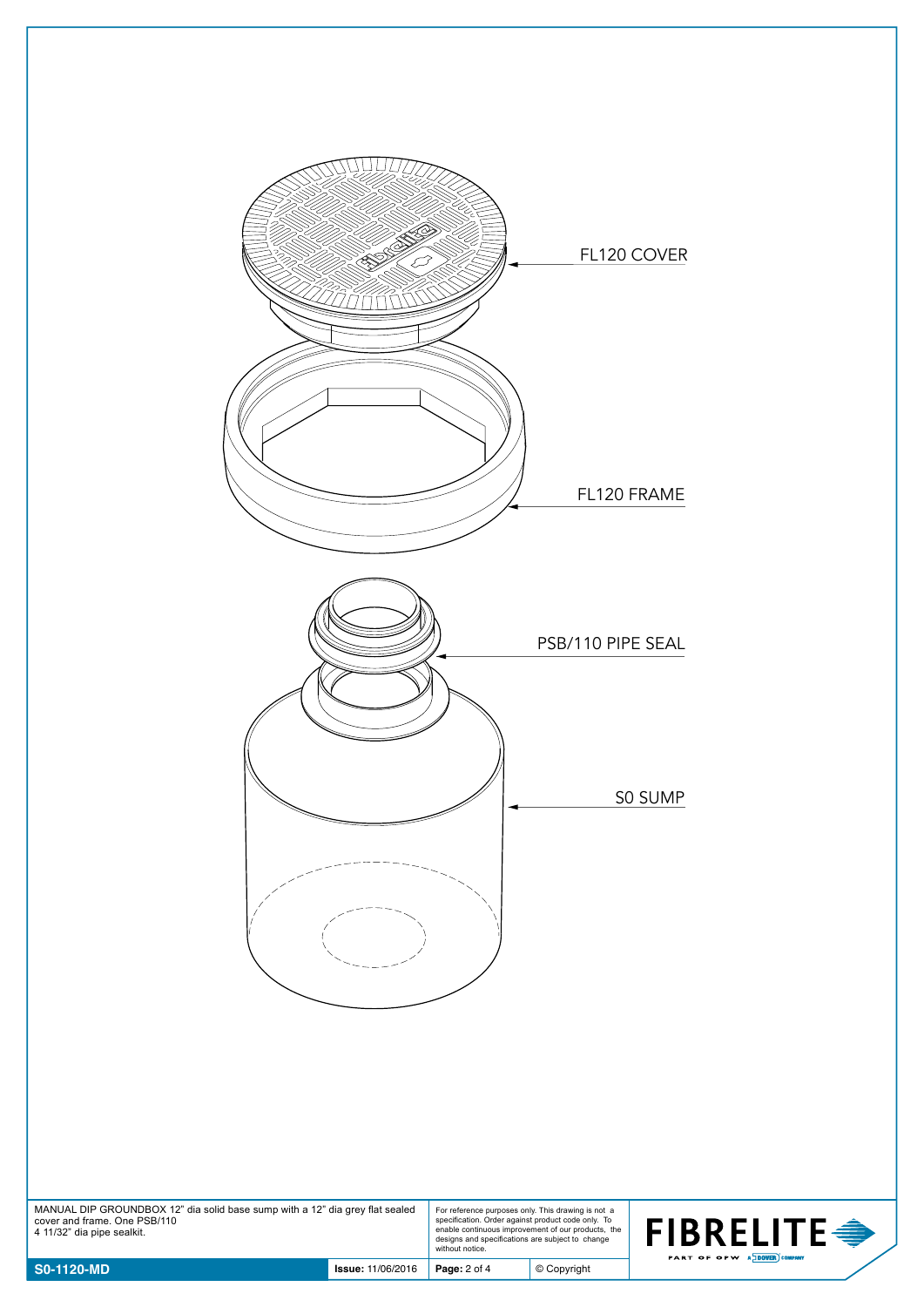FL120 COVER

FL120 FRAME

PSB/110 PIPE SEAL

S0 SUMP

MANUAL DIP GROUNDBOX 12" dia solid base sump with a 12" dia grey flat sealed cover and frame. One PSB/110 4 11/32" dia pipe sealkit.

For reference purposes only. This drawing is not a specification. Order against product code only. To enable continuous improvement of our products, the designs and specifications are subject to change without notice.

**FIBRELITE** PART OF OPW A DOVER COMPANY

| **S0-1120-MD** | **Issue:** 11/06/2016 | **Page:** 2 of 4 | © Copyright |
| --- | --- | --- | --- |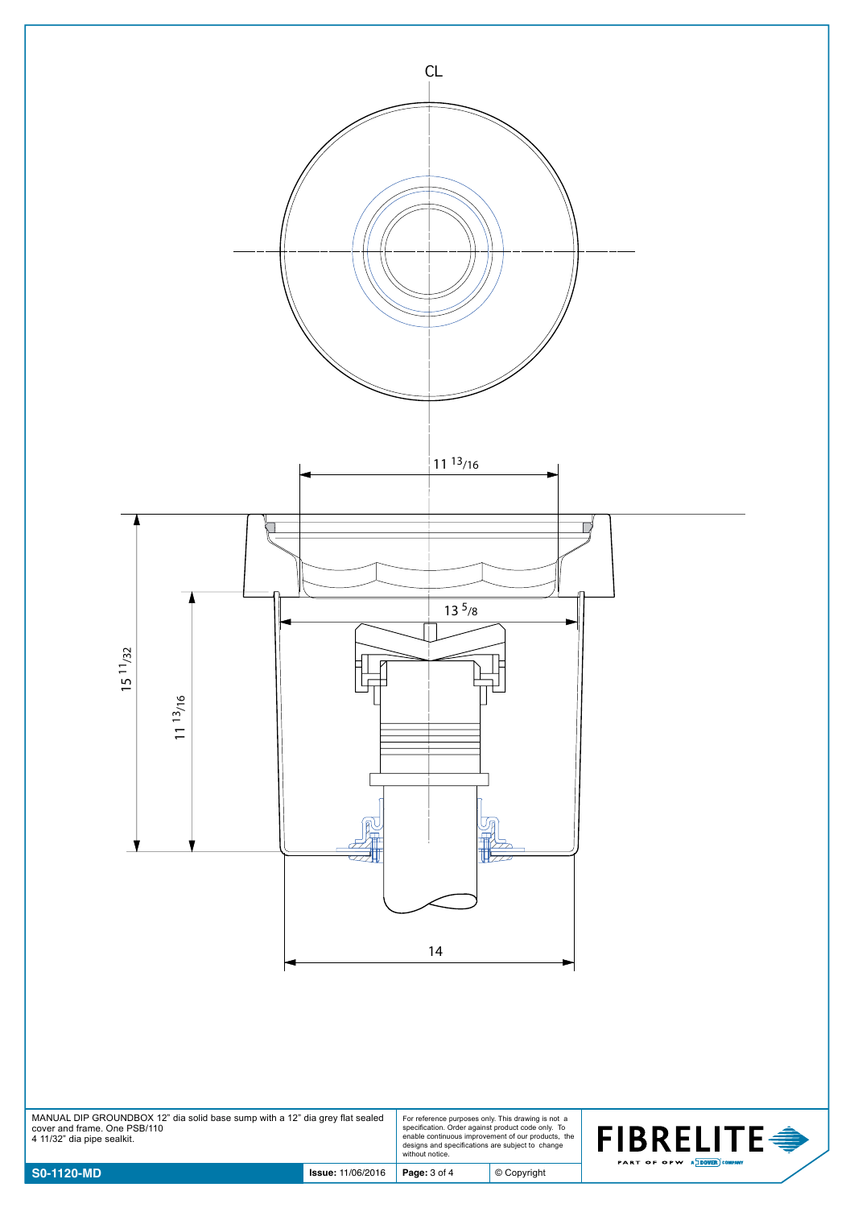CL

11 13/16

13 5/8

15 11/32

11 13/16

14

MANUAL DIP GROUNDBOX 12" dia solid base sump with a 12" dia grey flat sealed cover and frame. One PSB/110
4 11/32" dia pipe sealkit.

For reference purposes only. This drawing is not a specification. Order against product code only. To enable continuous improvement of our products, the designs and specifications are subject to change without notice.

FIBRELITE

PART OF OPW A DOVER COMPANY

| S0-1120-MD | Issue: 11/06/2016 | Page: 3 of 4 | © Copyright |
|---|---|---|---|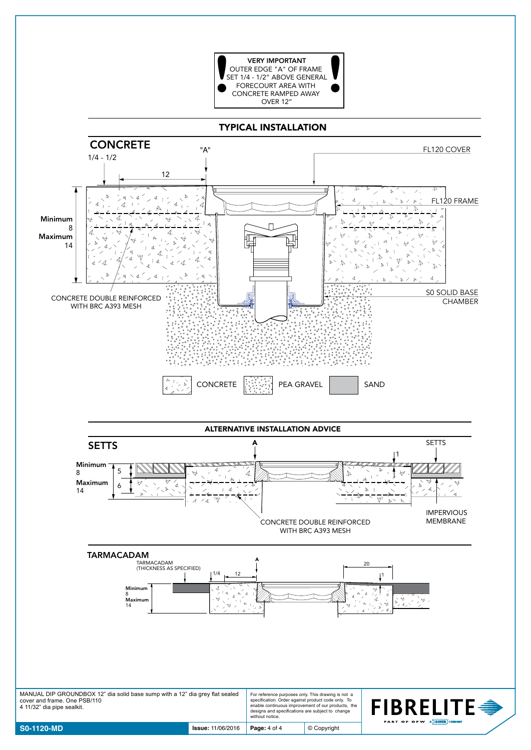**VERY IMPORTANT**
OUTER EDGE "A" OF FRAME SET 1/4 - 1/2" ABOVE GENERAL FORECOURT AREA WITH CONCRETE RAMPED AWAY OVER 12"

## TYPICAL INSTALLATION

### CONCRETE

"A"

FL120 COVER

1/4 - 1/2

12

FL120 FRAME

Minimum
8
Maximum
14

CONCRETE DOUBLE REINFORCED WITH BRC A393 MESH

S0 SOLID BASE CHAMBER

CONCRETE    PEA GRAVEL    SAND

## ALTERNATIVE INSTALLATION ADVICE

### SETTS

A

SETTS

1

Minimum
8
Maximum
14

5

6

CONCRETE DOUBLE REINFORCED WITH BRC A393 MESH

IMPERVIOUS MEMBRANE

### TARMACADAM

TARMACADAM
(THICKNESS AS SPECIFIED)

A

1/4

12

20

1

Minimum
8
Maximum
14

MANUAL DIP GROUNDBOX 12" dia solid base sump with a 12" dia grey flat sealed cover and frame. One PSB/110
4 11/32" dia pipe sealkit.

For reference purposes only. This drawing is not a specification. Order against product code only. To enable continuous improvement of our products, the designs and specifications are subject to change without notice.

FIBRELITE — PART OF OPW, A DOVER COMPANY

**S0-1120-MD** | **Issue:** 11/06/2016 | © Copyright